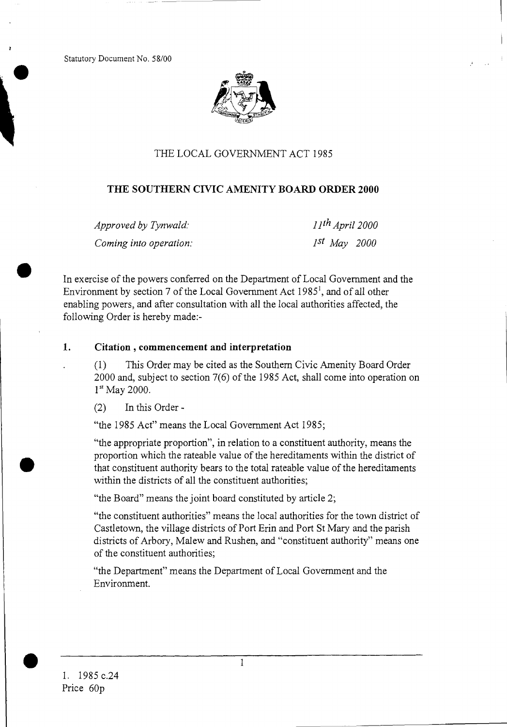Statutory Document No. 58/00

# THE LOCAL GOVERNMENT ACT 1985

## THE SOUTHERN CIVIC AMENITY BOARD ORDER 2000

| | |
|---|---|
| *Approved by Tynwald:* | *11th April 2000* |
| *Coming into operation:* | *1st May 2000* |

In exercise of the powers conferred on the Department of Local Government and the Environment by section 7 of the Local Government Act 1985[1], and of all other enabling powers, and after consultation with all the local authorities affected, the following Order is hereby made:-

### 1. Citation, commencement and interpretation

(1) This Order may be cited as the Southern Civic Amenity Board Order 2000 and, subject to section 7(6) of the 1985 Act, shall come into operation on 1st May 2000.

(2) In this Order -

"the 1985 Act" means the Local Government Act 1985;

"the appropriate proportion", in relation to a constituent authority, means the proportion which the rateable value of the hereditaments within the district of that constituent authority bears to the total rateable value of the hereditaments within the districts of all the constituent authorities;

"the Board" means the joint board constituted by article 2;

"the constituent authorities" means the local authorities for the town district of Castletown, the village districts of Port Erin and Port St Mary and the parish districts of Arbory, Malew and Rushen, and "constituent authority" means one of the constituent authorities;

"the Department" means the Department of Local Government and the Environment.

---

1. 1985 c.24

Price 60p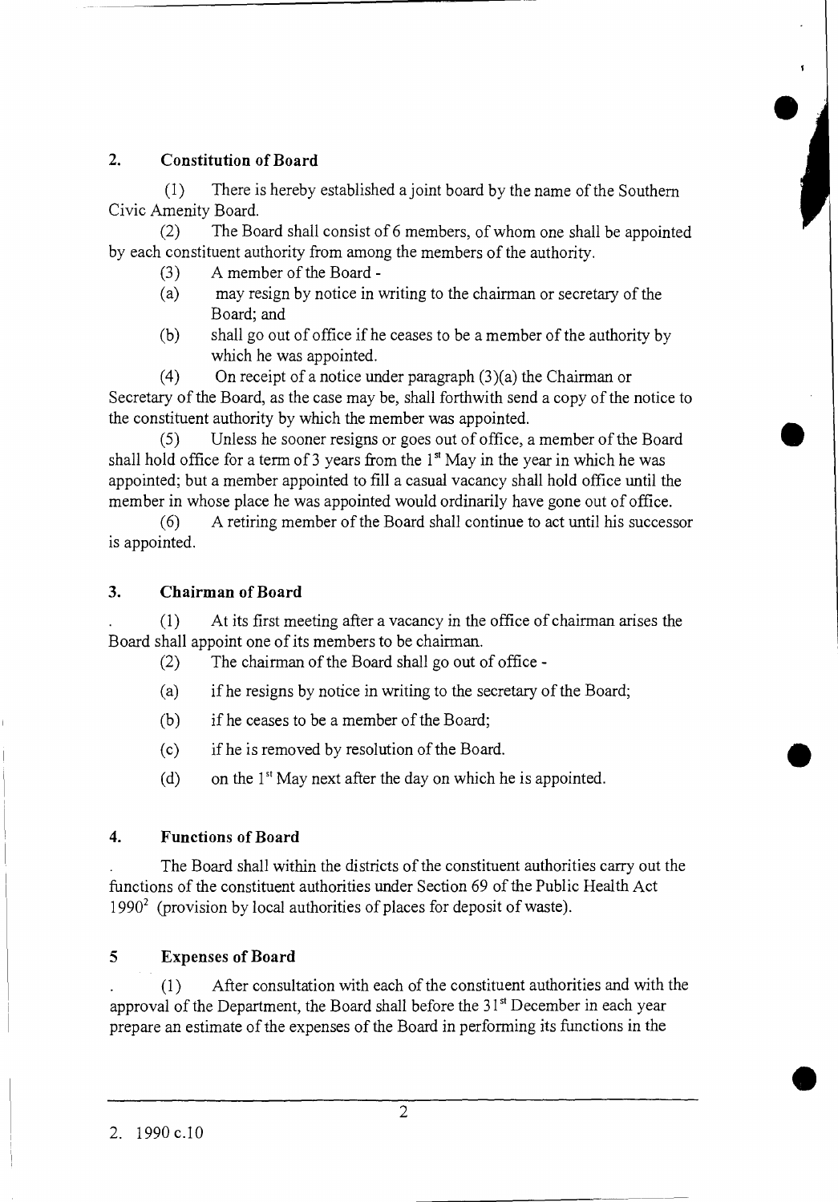## 2. Constitution of Board

(1) There is hereby established a joint board by the name of the Southern Civic Amenity Board.

(2) The Board shall consist of 6 members, of whom one shall be appointed by each constituent authority from among the members of the authority.

(3) A member of the Board -

(a) may resign by notice in writing to the chairman or secretary of the Board; and

(b) shall go out of office if he ceases to be a member of the authority by which he was appointed.

(4) On receipt of a notice under paragraph (3)(a) the Chairman or Secretary of the Board, as the case may be, shall forthwith send a copy of the notice to the constituent authority by which the member was appointed.

(5) Unless he sooner resigns or goes out of office, a member of the Board shall hold office for a term of 3 years from the 1st May in the year in which he was appointed; but a member appointed to fill a casual vacancy shall hold office until the member in whose place he was appointed would ordinarily have gone out of office.

(6) A retiring member of the Board shall continue to act until his successor is appointed.

## 3. Chairman of Board

(1) At its first meeting after a vacancy in the office of chairman arises the Board shall appoint one of its members to be chairman.

(2) The chairman of the Board shall go out of office -

(a) if he resigns by notice in writing to the secretary of the Board;

(b) if he ceases to be a member of the Board;

(c) if he is removed by resolution of the Board.

(d) on the 1st May next after the day on which he is appointed.

## 4. Functions of Board

The Board shall within the districts of the constituent authorities carry out the functions of the constituent authorities under Section 69 of the Public Health Act 1990[2] (provision by local authorities of places for deposit of waste).

## 5 Expenses of Board

(1) After consultation with each of the constituent authorities and with the approval of the Department, the Board shall before the 31st December in each year prepare an estimate of the expenses of the Board in performing its functions in the

---

2. 1990 c.10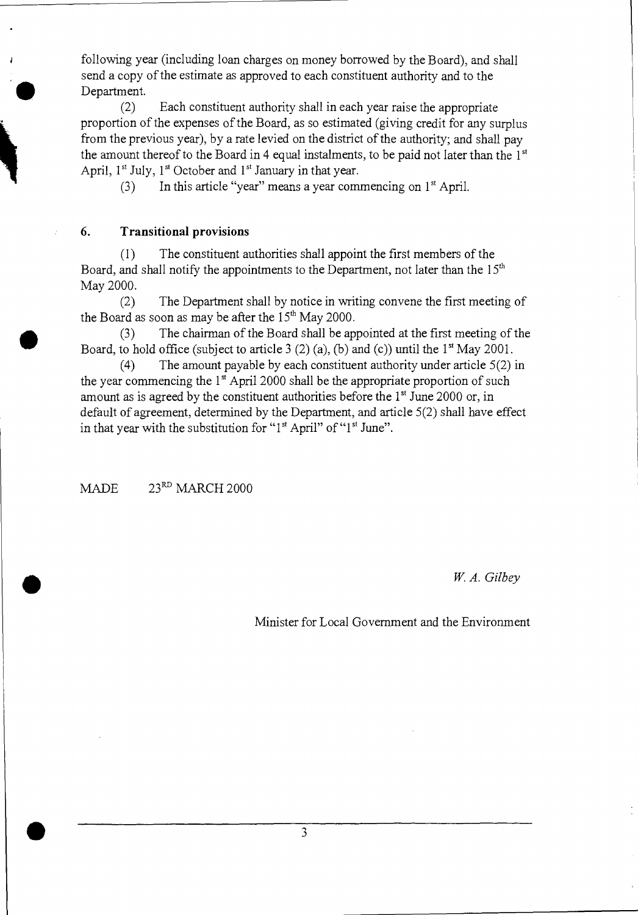following year (including loan charges on money borrowed by the Board), and shall send a copy of the estimate as approved to each constituent authority and to the Department.

(2) Each constituent authority shall in each year raise the appropriate proportion of the expenses of the Board, as so estimated (giving credit for any surplus from the previous year), by a rate levied on the district of the authority; and shall pay the amount thereof to the Board in 4 equal instalments, to be paid not later than the 1st April, 1st July, 1st October and 1st January in that year.

(3) In this article "year" means a year commencing on 1st April.

### 6. Transitional provisions

(1) The constituent authorities shall appoint the first members of the Board, and shall notify the appointments to the Department, not later than the 15th May 2000.

(2) The Department shall by notice in writing convene the first meeting of the Board as soon as may be after the 15th May 2000.

(3) The chairman of the Board shall be appointed at the first meeting of the Board, to hold office (subject to article 3 (2) (a), (b) and (c)) until the 1st May 2001.

(4) The amount payable by each constituent authority under article 5(2) in the year commencing the 1st April 2000 shall be the appropriate proportion of such amount as is agreed by the constituent authorities before the 1st June 2000 or, in default of agreement, determined by the Department, and article 5(2) shall have effect in that year with the substitution for "1st April" of "1st June".

MADE 23RD MARCH 2000

*W. A. Gilbey*

Minister for Local Government and the Environment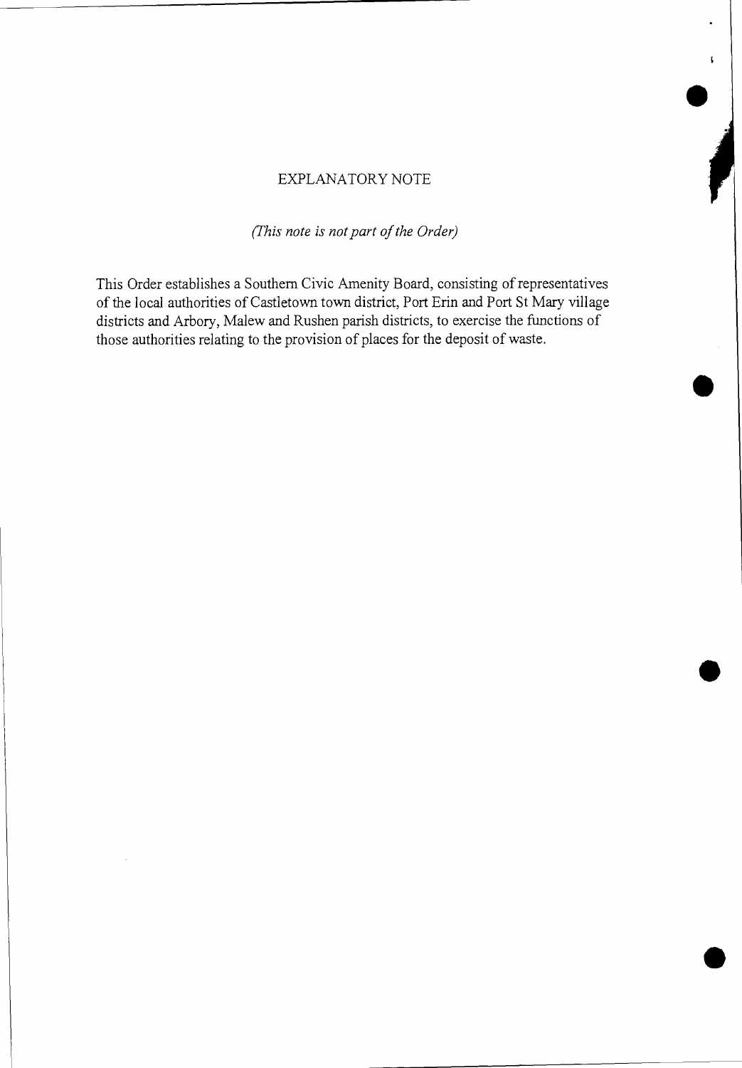# EXPLANATORY NOTE

*(This note is not part of the Order)*

This Order establishes a Southern Civic Amenity Board, consisting of representatives of the local authorities of Castletown town district, Port Erin and Port St Mary village districts and Arbory, Malew and Rushen parish districts, to exercise the functions of those authorities relating to the provision of places for the deposit of waste.